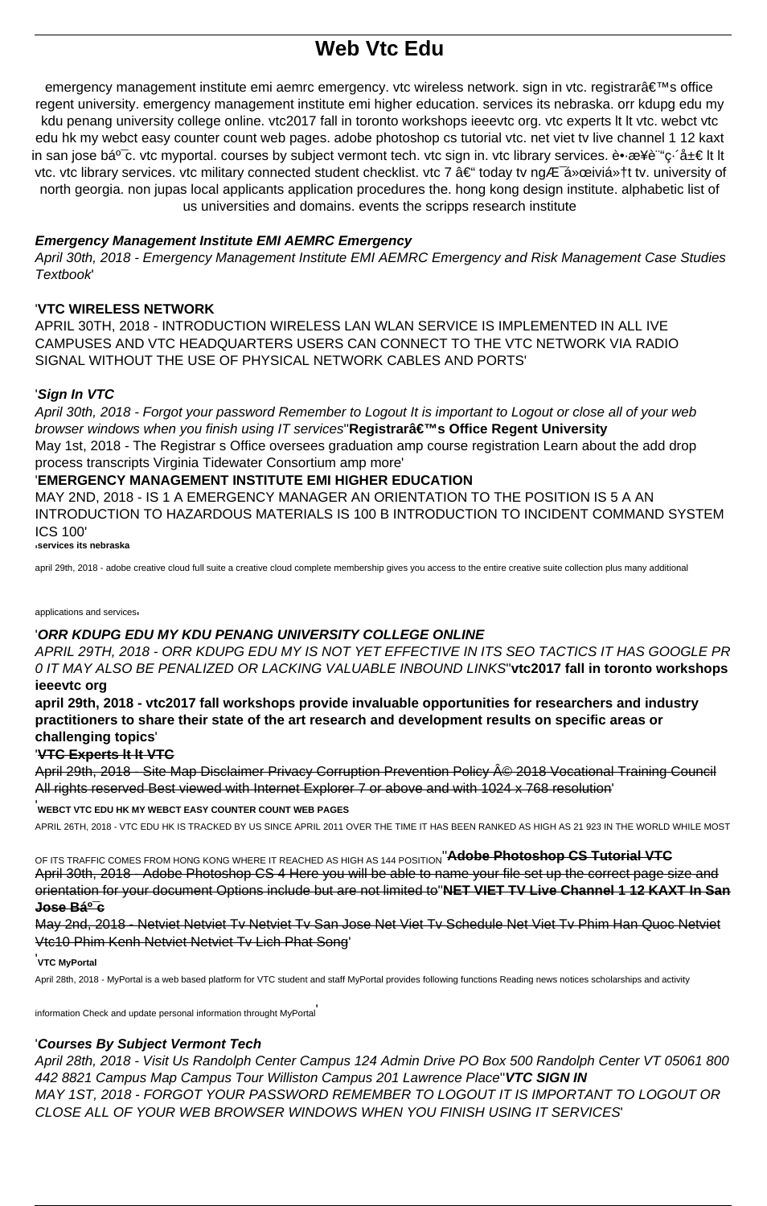# Web Vtc Edu

emergency management institute emi aemrc emergency. vtc wireless network. sign in vtc. registrarâ€™s office regent university. emergency management institute emi higher education. services its nebraska. orr kdupg edu my kdu penang university college online. vtc2017 fall in toronto workshops ieeevtc org. vtc experts lt lt vtc. webct vtc edu hk my webct easy counter count web pages. adobe photoshop cs tutorial vtc. net viet tv live channel 1 12 kaxt in san jose bá°¯c. vtc myportal. courses by subject vermont tech. vtc sign in. vtc library services. è•·æ¥è¨"ç·´å±€ lt lt vtc. vtc library services. vtc military connected student checklist. vtc 7 â€" today tv ngÆ°á»œiviá»†t tv. university of north georgia. non jupas local applicants application procedures the. hong kong design institute. alphabetic list of us universities and domains. events the scripps research institute

### *Emergency Management Institute EMI AEMRC Emergency*

*April 30th, 2018 - Emergency Management Institute EMI AEMRC Emergency and Risk Management Case Studies Textbook*'

### 'VTC WIRELESS NETWORK

APRIL 30TH, 2018 - INTRODUCTION WIRELESS LAN WLAN SERVICE IS IMPLEMENTED IN ALL IVE CAMPUSES AND VTC HEADQUARTERS USERS CAN CONNECT TO THE VTC NETWORK VIA RADIO SIGNAL WITHOUT THE USE OF PHYSICAL NETWORK CABLES AND PORTS'

### '*Sign In VTC*

*April 30th, 2018 - Forgot your password Remember to Logout It is important to Logout or close all of your web browser windows when you finish using IT services*''**Registrarâ€™s Office Regent University**

May 1st, 2018 - The Registrar s Office oversees graduation amp course registration Learn about the add drop process transcripts Virginia Tidewater Consortium amp more'

### 'EMERGENCY MANAGEMENT INSTITUTE EMI HIGHER EDUCATION

MAY 2ND, 2018 - IS 1 A EMERGENCY MANAGER AN ORIENTATION TO THE POSITION IS 5 A AN INTRODUCTION TO HAZARDOUS MATERIALS IS 100 B INTRODUCTION TO INCIDENT COMMAND SYSTEM ICS 100'

'**services its nebraska**

april 29th, 2018 - adobe creative cloud full suite a creative cloud complete membership gives you access to the entire creative suite collection plus many additional applications and services'

### '*ORR KDUPG EDU MY KDU PENANG UNIVERSITY COLLEGE ONLINE*

*APRIL 29TH, 2018 - ORR KDUPG EDU MY IS NOT YET EFFECTIVE IN ITS SEO TACTICS IT HAS GOOGLE PR 0 IT MAY ALSO BE PENALIZED OR LACKING VALUABLE INBOUND LINKS*''**vtc2017 fall in toronto workshops ieeevtc org**

**april 29th, 2018 - vtc2017 fall workshops provide invaluable opportunities for researchers and industry practitioners to share their state of the art research and development results on specific areas or challenging topics**'

### '~~VTC Experts lt lt VTC~~

~~April 29th, 2018 - Site Map Disclaimer Privacy Corruption Prevention Policy Â© 2018 Vocational Training Council All rights reserved Best viewed with Internet Explorer 7 or above and with 1024 x 768 resolution~~'

'**WEBCT VTC EDU HK MY WEBCT EASY COUNTER COUNT WEB PAGES**

APRIL 26TH, 2018 - VTC EDU HK IS TRACKED BY US SINCE APRIL 2011 OVER THE TIME IT HAS BEEN RANKED AS HIGH AS 21 923 IN THE WORLD WHILE MOST OF ITS TRAFFIC COMES FROM HONG KONG WHERE IT REACHED AS HIGH AS 144 POSITION''~~**Adobe Photoshop CS Tutorial VTC**~~

~~April 30th, 2018 - Adobe Photoshop CS 4 Here you will be able to name your file set up the correct page size and orientation for your document Options include but are not limited to~~''~~**NET VIET TV Live Channel 1 12 KAXT In San Jose Bá°¯c**~~

~~May 2nd, 2018 - Netviet Netviet Tv Netviet Tv San Jose Net Viet Tv Schedule Net Viet Tv Phim Han Quoc Netviet Vtc10 Phim Kenh Netviet Netviet Tv Lich Phat Song~~'

'**VTC MyPortal**

April 28th, 2018 - MyPortal is a web based platform for VTC student and staff MyPortal provides following functions Reading news notices scholarships and activity information Check and update personal information throught MyPortal'

### '*Courses By Subject Vermont Tech*

*April 28th, 2018 - Visit Us Randolph Center Campus 124 Admin Drive PO Box 500 Randolph Center VT 05061 800 442 8821 Campus Map Campus Tour Williston Campus 201 Lawrence Place*''**VTC SIGN IN**

*MAY 1ST, 2018 - FORGOT YOUR PASSWORD REMEMBER TO LOGOUT IT IS IMPORTANT TO LOGOUT OR CLOSE ALL OF YOUR WEB BROWSER WINDOWS WHEN YOU FINISH USING IT SERVICES*'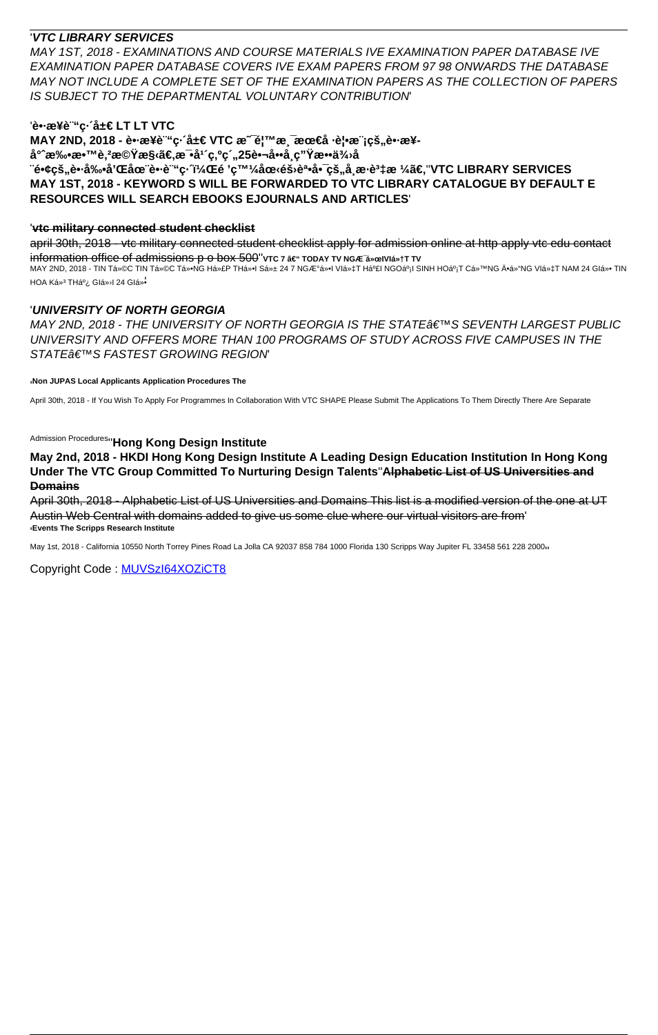'**VTC LIBRARY SERVICES**

*MAY 1ST, 2018 - EXAMINATIONS AND COURSE MATERIALS IVE EXAMINATION PAPER DATABASE IVE EXAMINATION PAPER DATABASE COVERS IVE EXAM PAPERS FROM 97 98 ONWARDS THE DATABASE MAY NOT INCLUDE A COMPLETE SET OF THE EXAMINATION PAPERS AS THE COLLECTION OF PAPERS IS SUBJECT TO THE DEPARTMENTAL VOLUNTARY CONTRIBUTION*'

'**è•·æ¥è¨“ç·´å±€ LT LT VTC**

**MAY 2ND, 2018 - è•·æ¥è¨“ç·´å±€ VTC æ˜¯é¦™æ¸¯æœ€å ·è¦•æ¨¡çš„è•·æ¥­å°ˆæ‰•æ•™è‚²æ©Ÿæ§‹ã€‚æ¯•å¹´ç‚ºç´„25è•¬å••å¸ç”Ÿæ••ä¾›å¨é•¢çš„è•·å‰•å'Œåœ¨è•·è¨“ç·´ï¼Œé 'ç™¼åœ‹éš›èª•å•¯çš„å¸æ•è³‡æ ¼ã€‚**''**VTC LIBRARY SERVICES MAY 1ST, 2018 - KEYWORD S WILL BE FORWARDED TO VTC LIBRARY CATALOGUE BY DEFAULT E RESOURCES WILL SEARCH EBOOKS EJOURNALS AND ARTICLES**'

'~~**vtc military connected student checklist**~~

~~april 30th, 2018 - vtc military connected student checklist apply for admission online at http apply vtc edu contact information office of admissions p o box 500~~''**VTC 7 â€" TODAY TV NGÆ¯á»œI Viá»†T TV**

MAY 2ND, 2018 - TIN Tá»©C TIN Tá»©C Tá»•NG Há»£P THá»•I Sá»± 24 7 NGÆ°á»•I Viá»‡T Háº£I NGOáº¡I SINH HOáº¡T Cá»™NG Ä•á»"NG Viá»‡T NAM 24 GIá»• TIN HOA Ká»³ THáº¿ GIá»›I 24 GIá»•'

'***UNIVERSITY OF NORTH GEORGIA***

*MAY 2ND, 2018 - THE UNIVERSITY OF NORTH GEORGIA IS THE STATEâ€™S SEVENTH LARGEST PUBLIC UNIVERSITY AND OFFERS MORE THAN 100 PROGRAMS OF STUDY ACROSS FIVE CAMPUSES IN THE STATEâ€™S FASTEST GROWING REGION*'

'**Non JUPAS Local Applicants Application Procedures The**

April 30th, 2018 - If You Wish To Apply For Programmes In Collaboration With VTC SHAPE Please Submit The Applications To Them Directly There Are Separate Admission Procedures''**Hong Kong Design Institute**

**May 2nd, 2018 - HKDI Hong Kong Design Institute A Leading Design Education Institution In Hong Kong Under The VTC Group Committed To Nurturing Design Talents**''~~**Alphabetic List of US Universities and Domains**~~

~~April 30th, 2018 - Alphabetic List of US Universities and Domains This list is a modified version of the one at UT Austin Web Central with domains added to give us some clue where our virtual visitors are from~~'

'**Events The Scripps Research Institute**

May 1st, 2018 - California 10550 North Torrey Pines Road La Jolla CA 92037 858 784 1000 Florida 130 Scripps Way Jupiter FL 33458 561 228 2000''

Copyright Code : MUVSzI64XOZiCT8